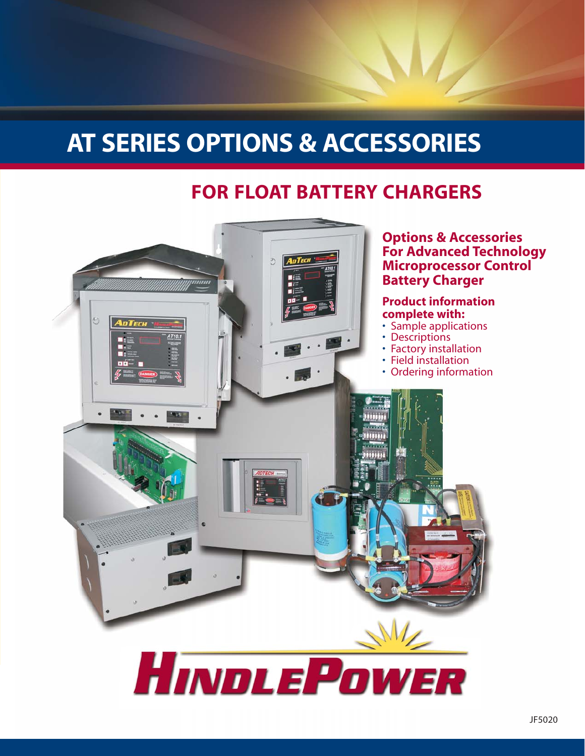# AT SERIES OPTIONS & ACCESSORIES

## FOR FLOAT BATTERY CHARGERS

### Options & Accessories For Advanced Technology Microprocessor Control Battery Charger

**Product information complete with:**

- Sample applications
- Descriptions
- Factory installation
- Field installation
- Ordering information

HINDLEPOWER

JF5020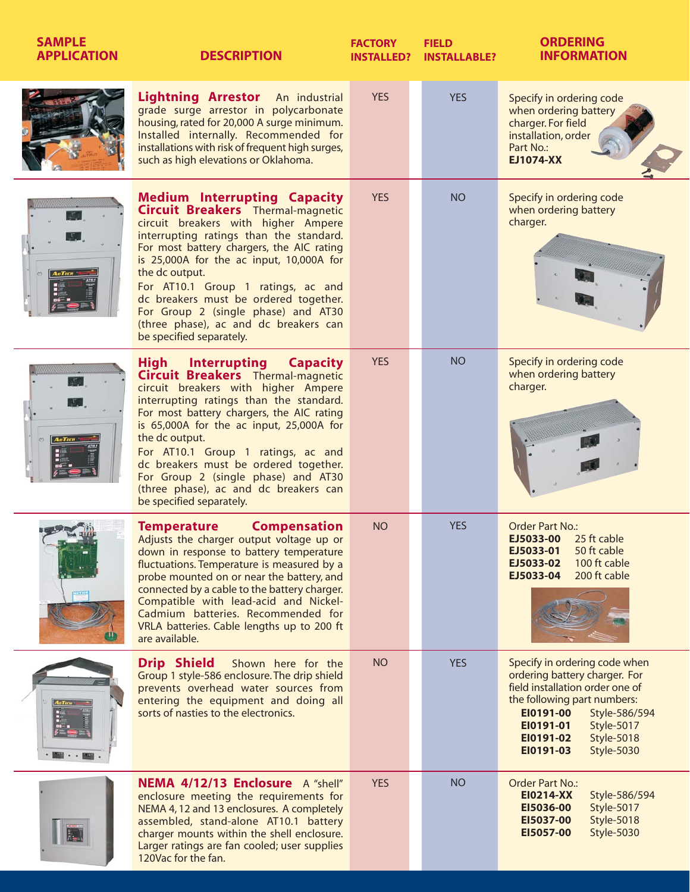| SAMPLE APPLICATION | DESCRIPTION | FACTORY INSTALLED? | FIELD INSTALLABLE? | ORDERING INFORMATION |
|---|---|---|---|---|
| | **Lightning Arrestor** An industrial grade surge arrestor in polycarbonate housing, rated for 20,000 A surge minimum. Installed internally. Recommended for installations with risk of frequent high surges, such as high elevations or Oklahoma. | YES | YES | Specify in ordering code when ordering battery charger. For field installation, order Part No.: **EJ1074-XX** |
| | **Medium Interrupting Capacity Circuit Breakers** Thermal-magnetic circuit breakers with higher Ampere interrupting ratings than the standard. For most battery chargers, the AIC rating is 25,000A for the ac input, 10,000A for the dc output. For AT10.1 Group 1 ratings, ac and dc breakers must be ordered together. For Group 2 (single phase) and AT30 (three phase), ac and dc breakers can be specified separately. | YES | NO | Specify in ordering code when ordering battery charger. |
| | **High Interrupting Capacity Circuit Breakers** Thermal-magnetic circuit breakers with higher Ampere interrupting ratings than the standard. For most battery chargers, the AIC rating is 65,000A for the ac input, 25,000A for the dc output. For AT10.1 Group 1 ratings, ac and dc breakers must be ordered together. For Group 2 (single phase) and AT30 (three phase), ac and dc breakers can be specified separately. | YES | NO | Specify in ordering code when ordering battery charger. |
| | **Temperature Compensation** Adjusts the charger output voltage up or down in response to battery temperature fluctuations. Temperature is measured by a probe mounted on or near the battery, and connected by a cable to the battery charger. Compatible with lead-acid and Nickel-Cadmium batteries. Recommended for VRLA batteries. Cable lengths up to 200 ft are available. | NO | YES | Order Part No.: **EJ5033-00** 25 ft cable; **EJ5033-01** 50 ft cable; **EJ5033-02** 100 ft cable; **EJ5033-04** 200 ft cable |
| | **Drip Shield** Shown here for the Group 1 style-586 enclosure. The drip shield prevents overhead water sources from entering the equipment and doing all sorts of nasties to the electronics. | NO | YES | Specify in ordering code when ordering battery charger. For field installation order one of the following part numbers: **EI0191-00** Style-586/594; **EI0191-01** Style-5017; **EI0191-02** Style-5018; **EI0191-03** Style-5030 |
| | **NEMA 4/12/13 Enclosure** A "shell" enclosure meeting the requirements for NEMA 4, 12 and 13 enclosures. A completely assembled, stand-alone AT10.1 battery charger mounts within the shell enclosure. Larger ratings are fan cooled; user supplies 120Vac for the fan. | YES | NO | Order Part No.: **EI0214-XX** Style-586/594; **EI5036-00** Style-5017; **EI5037-00** Style-5018; **EI5057-00** Style-5030 |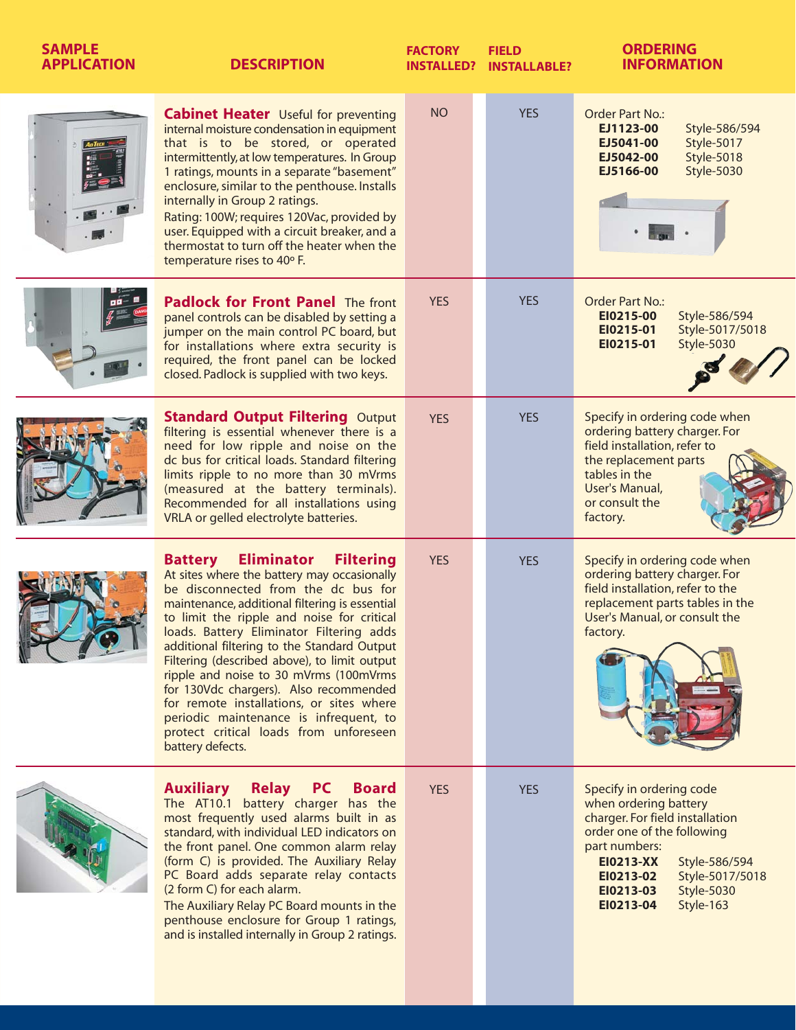| SAMPLE APPLICATION | DESCRIPTION | FACTORY INSTALLED? | FIELD INSTALLABLE? | ORDERING INFORMATION |
|---|---|---|---|---|
| | **Cabinet Heater** Useful for preventing internal moisture condensation in equipment that is to be stored, or operated intermittently, at low temperatures. In Group 1 ratings, mounts in a separate "basement" enclosure, similar to the penthouse. Installs internally in Group 2 ratings. Rating: 100W; requires 120Vac, provided by user. Equipped with a circuit breaker, and a thermostat to turn off the heater when the temperature rises to 40º F. | NO | YES | Order Part No.: **EJ1123-00** Style-586/594; **EJ5041-00** Style-5017; **EJ5042-00** Style-5018; **EJ5166-00** Style-5030 |
| | **Padlock for Front Panel** The front panel controls can be disabled by setting a jumper on the main control PC board, but for installations where extra security is required, the front panel can be locked closed. Padlock is supplied with two keys. | YES | YES | Order Part No.: **EI0215-00** Style-586/594; **EI0215-01** Style-5017/5018; **EI0215-01** Style-5030 |
| | **Standard Output Filtering** Output filtering is essential whenever there is a need for low ripple and noise on the dc bus for critical loads. Standard filtering limits ripple to no more than 30 mVrms (measured at the battery terminals). Recommended for all installations using VRLA or gelled electrolyte batteries. | YES | YES | Specify in ordering code when ordering battery charger. For field installation, refer to the replacement parts tables in the User's Manual, or consult the factory. |
| | **Battery Eliminator Filtering** At sites where the battery may occasionally be disconnected from the dc bus for maintenance, additional filtering is essential to limit the ripple and noise for critical loads. Battery Eliminator Filtering adds additional filtering to the Standard Output Filtering (described above), to limit output ripple and noise to 30 mVrms (100mVrms for 130Vdc chargers). Also recommended for remote installations, or sites where periodic maintenance is infrequent, to protect critical loads from unforeseen battery defects. | YES | YES | Specify in ordering code when ordering battery charger. For field installation, refer to the replacement parts tables in the User's Manual, or consult the factory. |
| | **Auxiliary Relay PC Board** The AT10.1 battery charger has the most frequently used alarms built in as standard, with individual LED indicators on the front panel. One common alarm relay (form C) is provided. The Auxiliary Relay PC Board adds separate relay contacts (2 form C) for each alarm. The Auxiliary Relay PC Board mounts in the penthouse enclosure for Group 1 ratings, and is installed internally in Group 2 ratings. | YES | YES | Specify in ordering code when ordering battery charger. For field installation order one of the following part numbers: **EI0213-XX** Style-586/594; **EI0213-02** Style-5017/5018; **EI0213-03** Style-5030; **EI0213-04** Style-163 |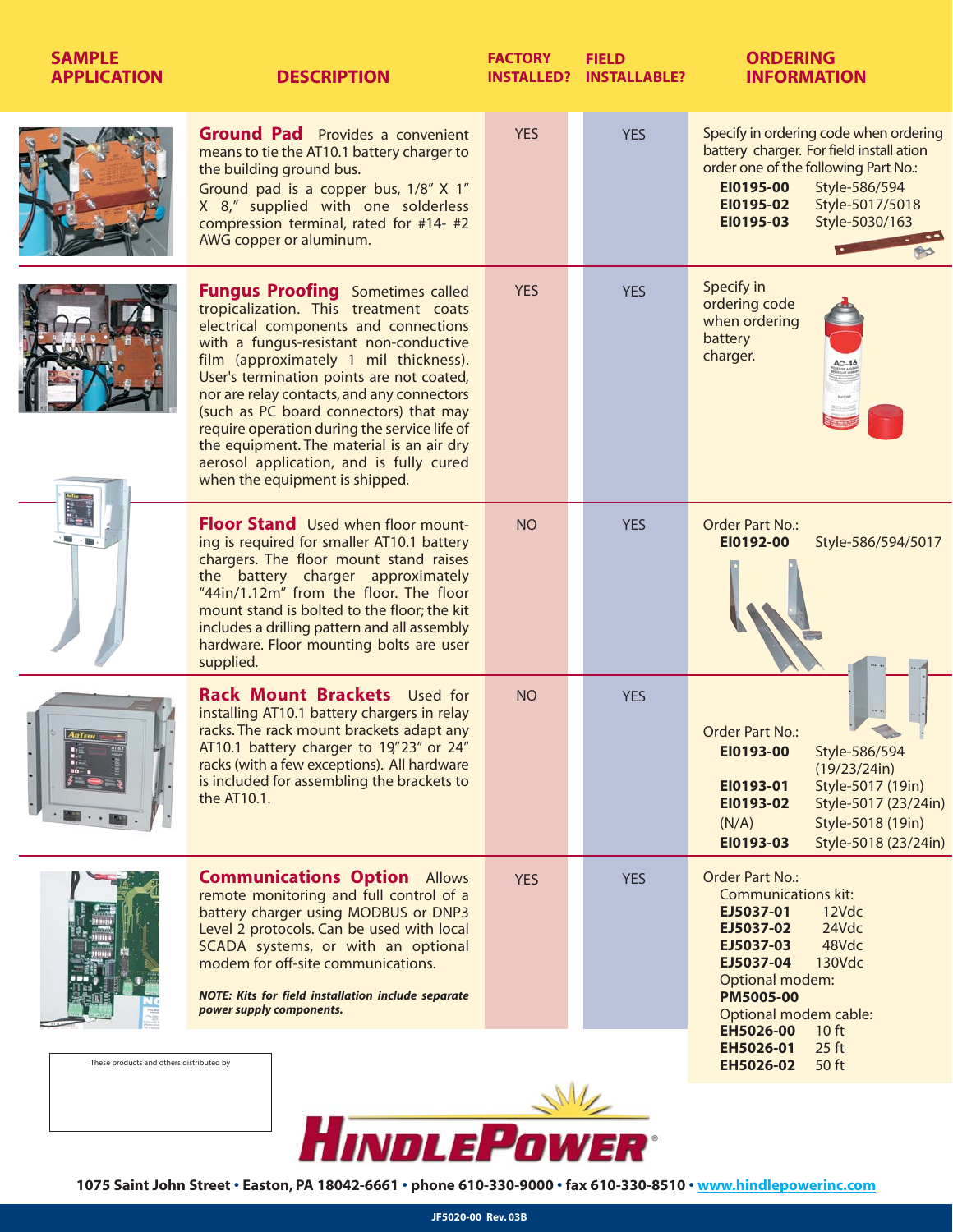| SAMPLE APPLICATION | DESCRIPTION | FACTORY INSTALLED? | FIELD INSTALLABLE? | ORDERING INFORMATION |
|---|---|---|---|---|
| | **Ground Pad** Provides a convenient means to tie the AT10.1 battery charger to the building ground bus. Ground pad is a copper bus, 1/8" X 1" X 8," supplied with one solderless compression terminal, rated for #14- #2 AWG copper or aluminum. | YES | YES | Specify in ordering code when ordering battery charger. For field install ation order one of the following Part No.: **EI0195-00** Style-586/594; **EI0195-02** Style-5017/5018; **EI0195-03** Style-5030/163 |
| | **Fungus Proofing** Sometimes called tropicalization. This treatment coats electrical components and connections with a fungus-resistant non-conductive film (approximately 1 mil thickness). User's termination points are not coated, nor are relay contacts, and any connectors (such as PC board connectors) that may require operation during the service life of the equipment. The material is an air dry aerosol application, and is fully cured when the equipment is shipped. | YES | YES | Specify in ordering code when ordering battery charger. |
| | **Floor Stand** Used when floor mounting is required for smaller AT10.1 battery chargers. The floor mount stand raises the battery charger approximately "44in/1.12m" from the floor. The floor mount stand is bolted to the floor; the kit includes a drilling pattern and all assembly hardware. Floor mounting bolts are user supplied. | NO | YES | Order Part No.: **EI0192-00** Style-586/594/5017 |
| | **Rack Mount Brackets** Used for installing AT10.1 battery chargers in relay racks. The rack mount brackets adapt any AT10.1 battery charger to 19,"23" or 24" racks (with a few exceptions). All hardware is included for assembling the brackets to the AT10.1. | NO | YES | Order Part No.: **EI0193-00** Style-586/594 (19/23/24in); **EI0193-01** Style-5017 (19in); **EI0193-02** Style-5017 (23/24in); (N/A) Style-5018 (19in); **EI0193-03** Style-5018 (23/24in) |
| | **Communications Option** Allows remote monitoring and full control of a battery charger using MODBUS or DNP3 Level 2 protocols. Can be used with local SCADA systems, or with an optional modem for off-site communications. ***NOTE: Kits for field installation include separate power supply components.*** | YES | YES | Order Part No.: Communications kit: **EJ5037-01** 12Vdc; **EJ5037-02** 24Vdc; **EJ5037-03** 48Vdc; **EJ5037-04** 130Vdc; Optional modem: **PM5005-00**; Optional modem cable: **EH5026-00** 10 ft; **EH5026-01** 25 ft; **EH5026-02** 50 ft |

These products and others distributed by

**HINDLEPOWER**®

**1075 Saint John Street • Easton, PA 18042-6661 • phone 610-330-9000 • fax 610-330-8510 • www.hindlepowerinc.com**

JF5020-00 Rev. 03B